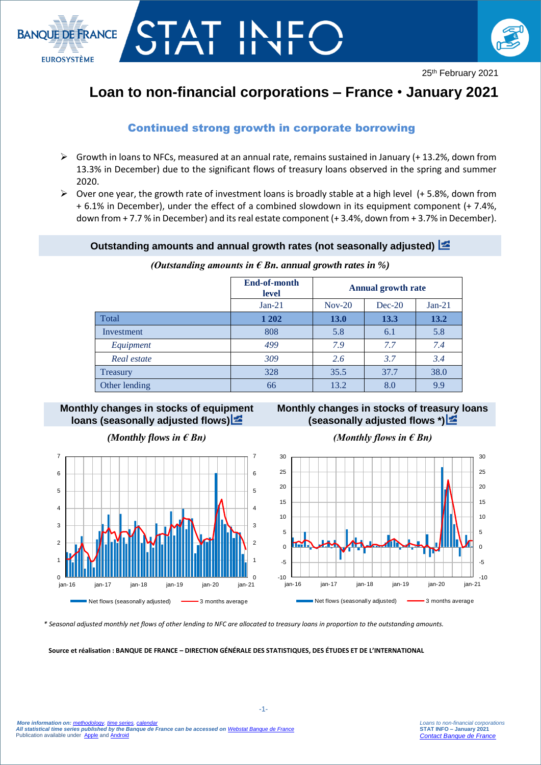25th February 2021

# Loan to non-financial corporations – France • January 2021

## Continued strong growth in corporate borrowing

- Growth in loans to NFCs, measured at an annual rate, remains sustained in January (+ 13.2%, down from 13.3% in December) due to the significant flows of treasury loans observed in the spring and summer 2020.
- Over one year, the growth rate of investment loans is broadly stable at a high level (+ 5.8%, down from + 6.1% in December), under the effect of a combined slowdown in its equipment component (+ 7.4%, down from + 7.7 % in December) and its real estate component (+ 3.4%, down from + 3.7% in December).

### Outstanding amounts and annual growth rates (not seasonally adjusted)

*(Outstanding amounts in € Bn. annual growth rates in %)*

| | End-of-month level | Annual growth rate | | |
|---|---|---|---|---|
| | Jan-21 | Nov-20 | Dec-20 | Jan-21 |
| Total | **1 202** | **13.0** | **13.3** | **13.2** |
| Investment | 808 | 5.8 | 6.1 | 5.8 |
| *Equipment* | *499* | *7.9* | *7.7* | *7.4* |
| *Real estate* | *309* | *2.6* | *3.7* | *3.4* |
| Treasury | 328 | 35.5 | 37.7 | 38.0 |
| Other lending | 66 | 13.2 | 8.0 | 9.9 |

### Monthly changes in stocks of equipment loans (seasonally adjusted flows)

*(Monthly flows in € Bn)*

Net flows (seasonally adjusted) — 3 months average

### Monthly changes in stocks of treasury loans (seasonally adjusted flows *)

*(Monthly flows in € Bn)*

Net flows (seasonally adjusted) — 3 months average

*\* Seasonal adjusted monthly net flows of other lending to NFC are allocated to treasury loans in proportion to the outstanding amounts.*

**Source et réalisation : BANQUE DE FRANCE – DIRECTION GÉNÉRALE DES STATISTIQUES, DES ÉTUDES ET DE L'INTERNATIONAL**

*More information on: methodology, time series, calendar*
*All statistical time series published by the Banque de France can be accessed on Webstat Banque de France*
Publication available under Apple and Android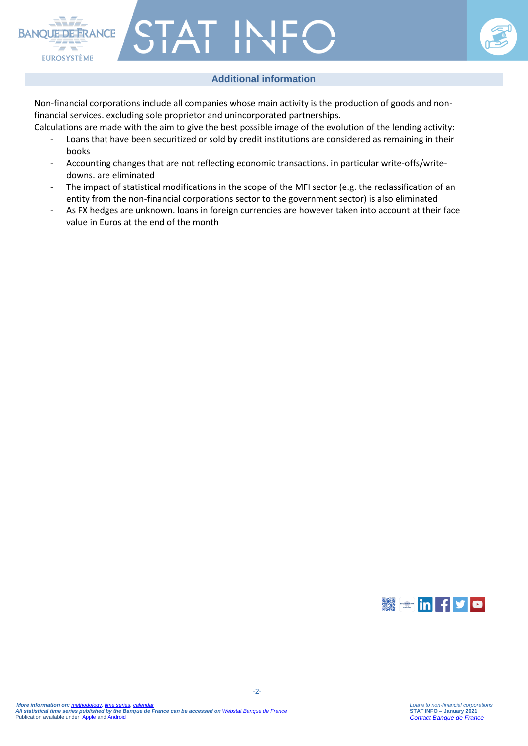## Additional information

Non-financial corporations include all companies whose main activity is the production of goods and non-financial services. excluding sole proprietor and unincorporated partnerships.

Calculations are made with the aim to give the best possible image of the evolution of the lending activity:

- Loans that have been securitized or sold by credit institutions are considered as remaining in their books
- Accounting changes that are not reflecting economic transactions. in particular write-offs/write-downs. are eliminated
- The impact of statistical modifications in the scope of the MFI sector (e.g. the reclassification of an entity from the non-financial corporations sector to the government sector) is also eliminated
- As FX hedges are unknown. loans in foreign currencies are however taken into account at their face value in Euros at the end of the month

*More information on: methodology, time series, calendar*
***All statistical time series published by the Banque de France can be accessed on Webstat Banque de France***
Publication available under Apple and Android